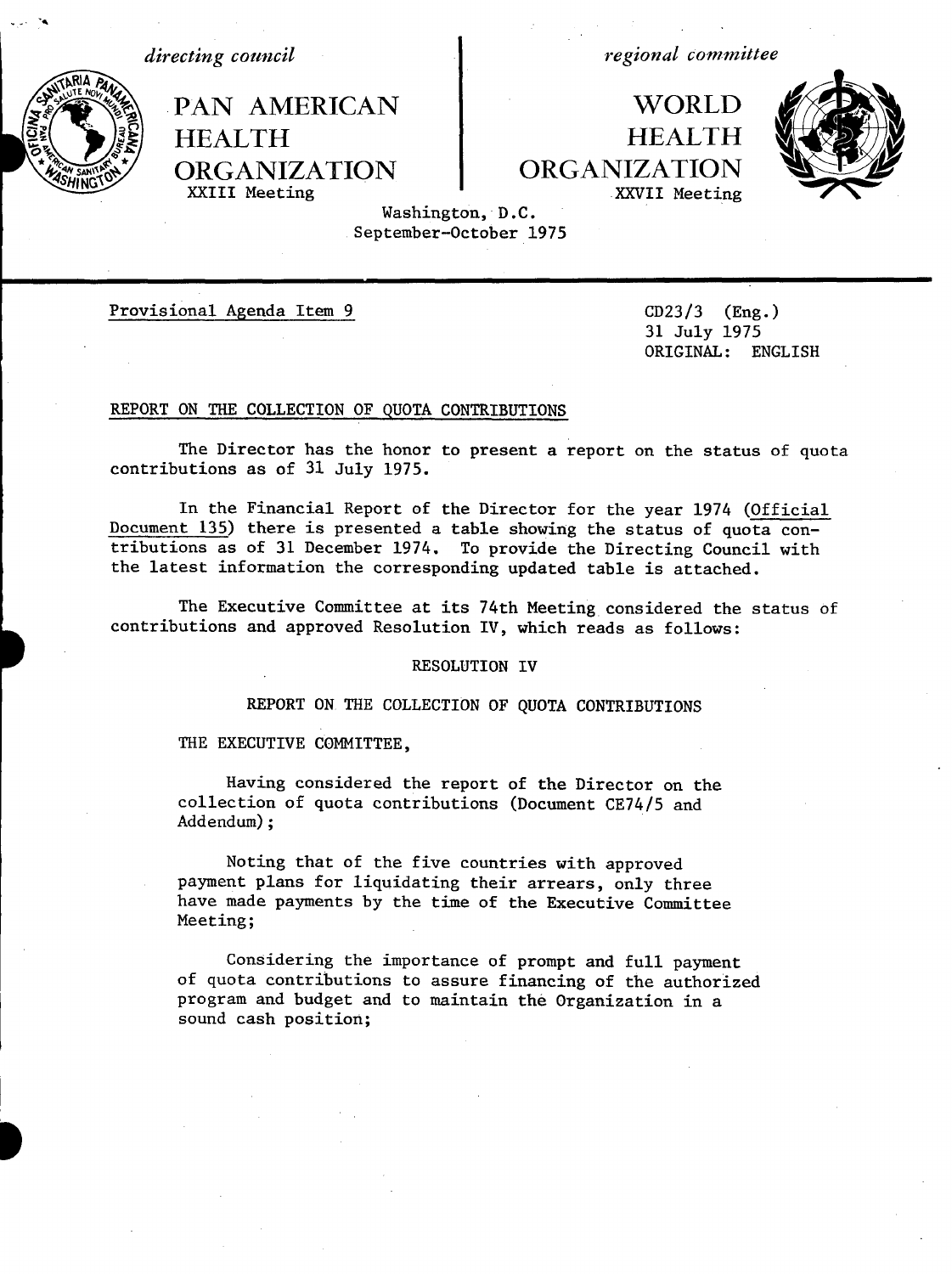directing council

PAN AMERICAN HEALTH ORGANIZATION

XXIII Meeting

regional committee

WORLD HEALTH ORGANIZATION

XXVII Meeting

Washington, D.C.
September-October 1975

Provisional Agenda Item 9

CD23/3 (Eng.)
31 July 1975
ORIGINAL: ENGLISH

## REPORT ON THE COLLECTION OF QUOTA CONTRIBUTIONS

The Director has the honor to present a report on the status of quota contributions as of 31 July 1975.

In the Financial Report of the Director for the year 1974 (Official Document 135) there is presented a table showing the status of quota contributions as of 31 December 1974. To provide the Directing Council with the latest information the corresponding updated table is attached.

The Executive Committee at its 74th Meeting considered the status of contributions and approved Resolution IV, which reads as follows:

### RESOLUTION IV

### REPORT ON THE COLLECTION OF QUOTA CONTRIBUTIONS

THE EXECUTIVE COMMITTEE,

Having considered the report of the Director on the collection of quota contributions (Document CE74/5 and Addendum);

Noting that of the five countries with approved payment plans for liquidating their arrears, only three have made payments by the time of the Executive Committee Meeting;

Considering the importance of prompt and full payment of quota contributions to assure financing of the authorized program and budget and to maintain the Organization in a sound cash position;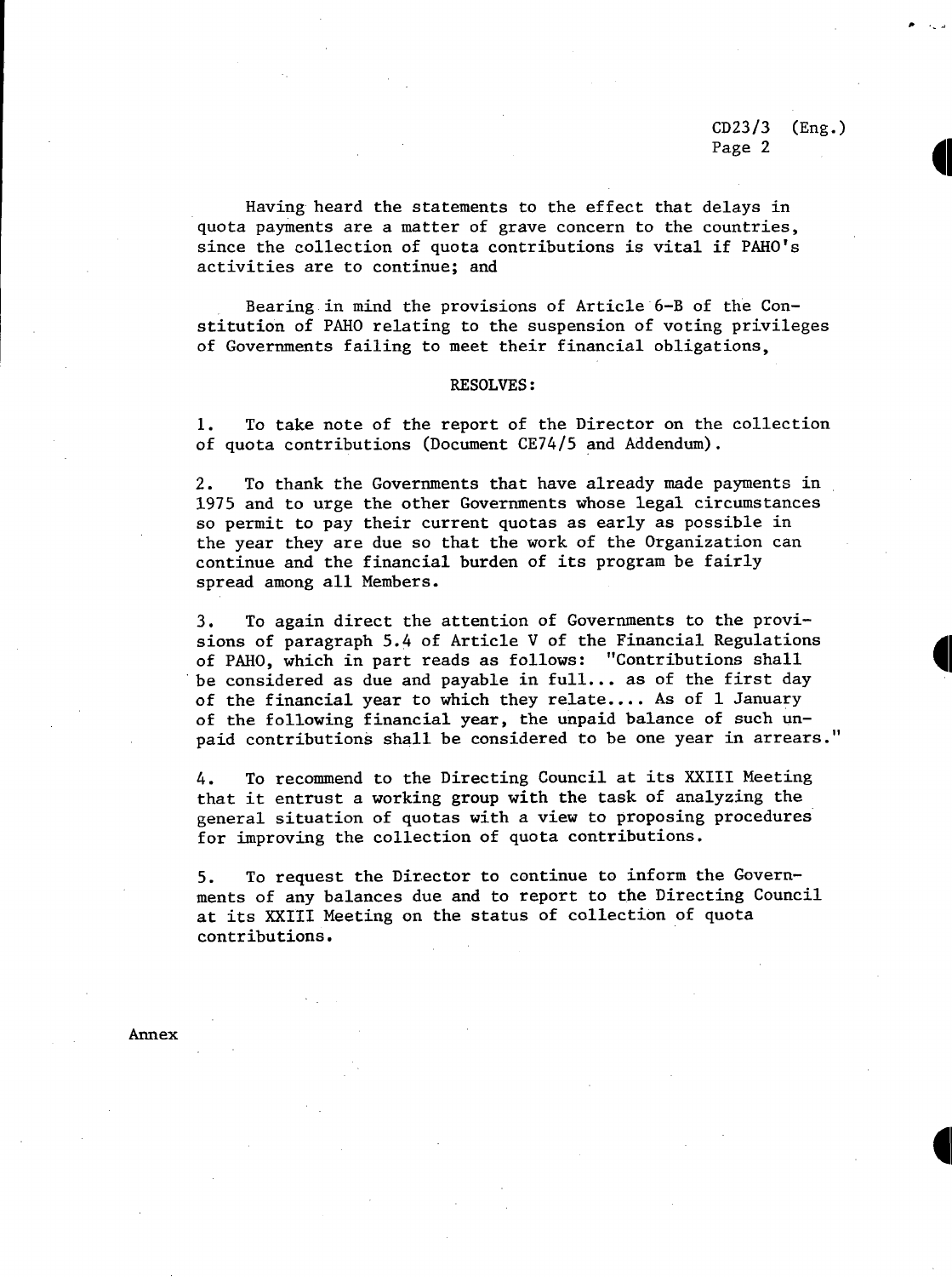Having heard the statements to the effect that delays in quota payments are a matter of grave concern to the countries, since the collection of quota contributions is vital if PAHO's activities are to continue; and

Bearing in mind the provisions of Article 6-B of the Constitution of PAHO relating to the suspension of voting privileges of Governments failing to meet their financial obligations,

RESOLVES:

1. To take note of the report of the Director on the collection of quota contributions (Document CE74/5 and Addendum).

2. To thank the Governments that have already made payments in 1975 and to urge the other Governments whose legal circumstances so permit to pay their current quotas as early as possible in the year they are due so that the work of the Organization can continue and the financial burden of its program be fairly spread among all Members.

3. To again direct the attention of Governments to the provisions of paragraph 5.4 of Article V of the Financial Regulations of PAHO, which in part reads as follows: "Contributions shall be considered as due and payable in full... as of the first day of the financial year to which they relate.... As of 1 January of the following financial year, the unpaid balance of such unpaid contributions shall be considered to be one year in arrears."

4. To recommend to the Directing Council at its XXIII Meeting that it entrust a working group with the task of analyzing the general situation of quotas with a view to proposing procedures for improving the collection of quota contributions.

5. To request the Director to continue to inform the Governments of any balances due and to report to the Directing Council at its XXIII Meeting on the status of collection of quota contributions.

Annex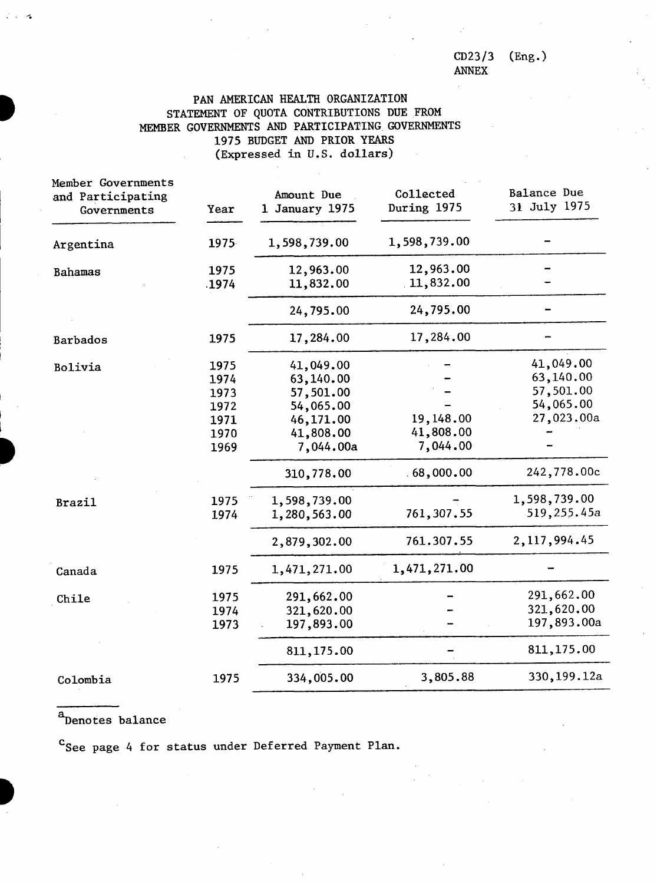CD23/3 (Eng.)
ANNEX

# PAN AMERICAN HEALTH ORGANIZATION
## STATEMENT OF QUOTA CONTRIBUTIONS DUE FROM MEMBER GOVERNMENTS AND PARTICIPATING GOVERNMENTS
### 1975 BUDGET AND PRIOR YEARS
(Expressed in U.S. dollars)

| Member Governments and Participating Governments | Year | Amount Due 1 January 1975 | Collected During 1975 | Balance Due 31 July 1975 |
|---|---|---|---|---|
| Argentina | 1975 | 1,598,739.00 | 1,598,739.00 | - |
| Bahamas | 1975 | 12,963.00 | 12,963.00 | - |
| | 1974 | 11,832.00 | 11,832.00 | - |
| | | 24,795.00 | 24,795.00 | - |
| Barbados | 1975 | 17,284.00 | 17,284.00 | - |
| Bolivia | 1975 | 41,049.00 | - | 41,049.00 |
| | 1974 | 63,140.00 | - | 63,140.00 |
| | 1973 | 57,501.00 | - | 57,501.00 |
| | 1972 | 54,065.00 | - | 54,065.00 |
| | 1971 | 46,171.00 | 19,148.00 | 27,023.00a |
| | 1970 | 41,808.00 | 41,808.00 | - |
| | 1969 | 7,044.00a | 7,044.00 | - |
| | | 310,778.00 | 68,000.00 | 242,778.00c |
| Brazil | 1975 | 1,598,739.00 | - | 1,598,739.00 |
| | 1974 | 1,280,563.00 | 761,307.55 | 519,255.45a |
| | | 2,879,302.00 | 761.307.55 | 2,117,994.45 |
| Canada | 1975 | 1,471,271.00 | 1,471,271.00 | - |
| Chile | 1975 | 291,662.00 | - | 291,662.00 |
| | 1974 | 321,620.00 | - | 321,620.00 |
| | 1973 | 197,893.00 | - | 197,893.00a |
| | | 811,175.00 | - | 811,175.00 |
| Colombia | 1975 | 334,005.00 | 3,805.88 | 330,199.12a |

[a] Denotes balance

[c] See page 4 for status under Deferred Payment Plan.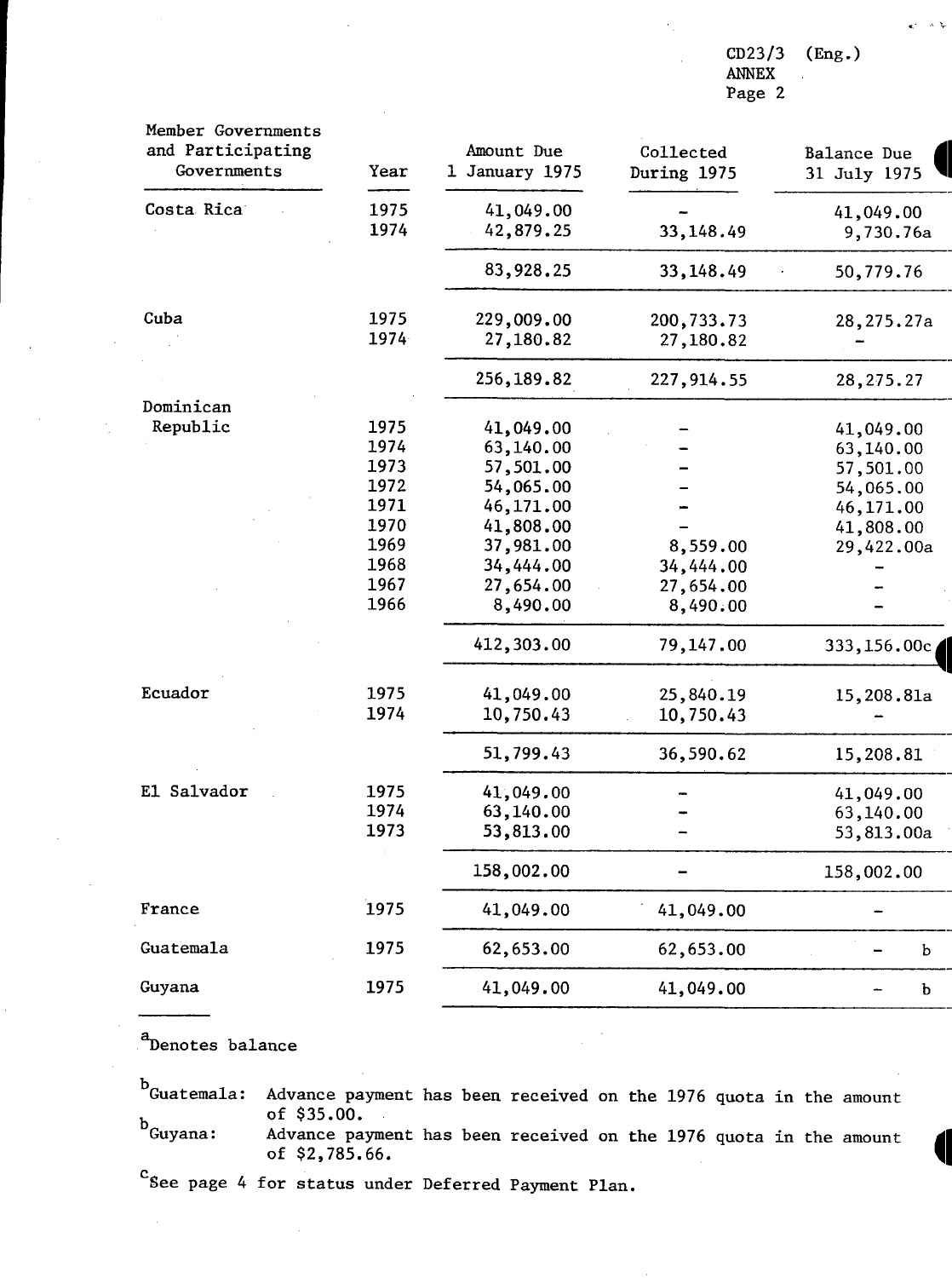| Member Governments and Participating Governments | Year | Amount Due 1 January 1975 | Collected During 1975 | Balance Due 31 July 1975 |
|---|---|---|---|---|
| Costa Rica | 1975 | 41,049.00 | - | 41,049.00 |
| | 1974 | 42,879.25 | 33,148.49 | 9,730.76a |
| | | 83,928.25 | 33,148.49 | 50,779.76 |
| Cuba | 1975 | 229,009.00 | 200,733.73 | 28,275.27a |
| | 1974 | 27,180.82 | 27,180.82 | - |
| | | 256,189.82 | 227,914.55 | 28,275.27 |
| Dominican Republic | 1975 | 41,049.00 | - | 41,049.00 |
| | 1974 | 63,140.00 | - | 63,140.00 |
| | 1973 | 57,501.00 | - | 57,501.00 |
| | 1972 | 54,065.00 | - | 54,065.00 |
| | 1971 | 46,171.00 | - | 46,171.00 |
| | 1970 | 41,808.00 | - | 41,808.00 |
| | 1969 | 37,981.00 | 8,559.00 | 29,422.00a |
| | 1968 | 34,444.00 | 34,444.00 | - |
| | 1967 | 27,654.00 | 27,654.00 | - |
| | 1966 | 8,490.00 | 8,490.00 | - |
| | | 412,303.00 | 79,147.00 | 333,156.00c |
| Ecuador | 1975 | 41,049.00 | 25,840.19 | 15,208.81a |
| | 1974 | 10,750.43 | 10,750.43 | - |
| | | 51,799.43 | 36,590.62 | 15,208.81 |
| El Salvador | 1975 | 41,049.00 | - | 41,049.00 |
| | 1974 | 63,140.00 | - | 63,140.00 |
| | 1973 | 53,813.00 | - | 53,813.00a |
| | | 158,002.00 | - | 158,002.00 |
| France | 1975 | 41,049.00 | 41,049.00 | - |
| Guatemala | 1975 | 62,653.00 | 62,653.00 | - b |
| Guyana | 1975 | 41,049.00 | 41,049.00 | - b |

[a] Denotes balance

[b] Guatemala: Advance payment has been received on the 1976 quota in the amount of $35.00.

[b] Guyana: Advance payment has been received on the 1976 quota in the amount of $2,785.66.

[c] See page 4 for status under Deferred Payment Plan.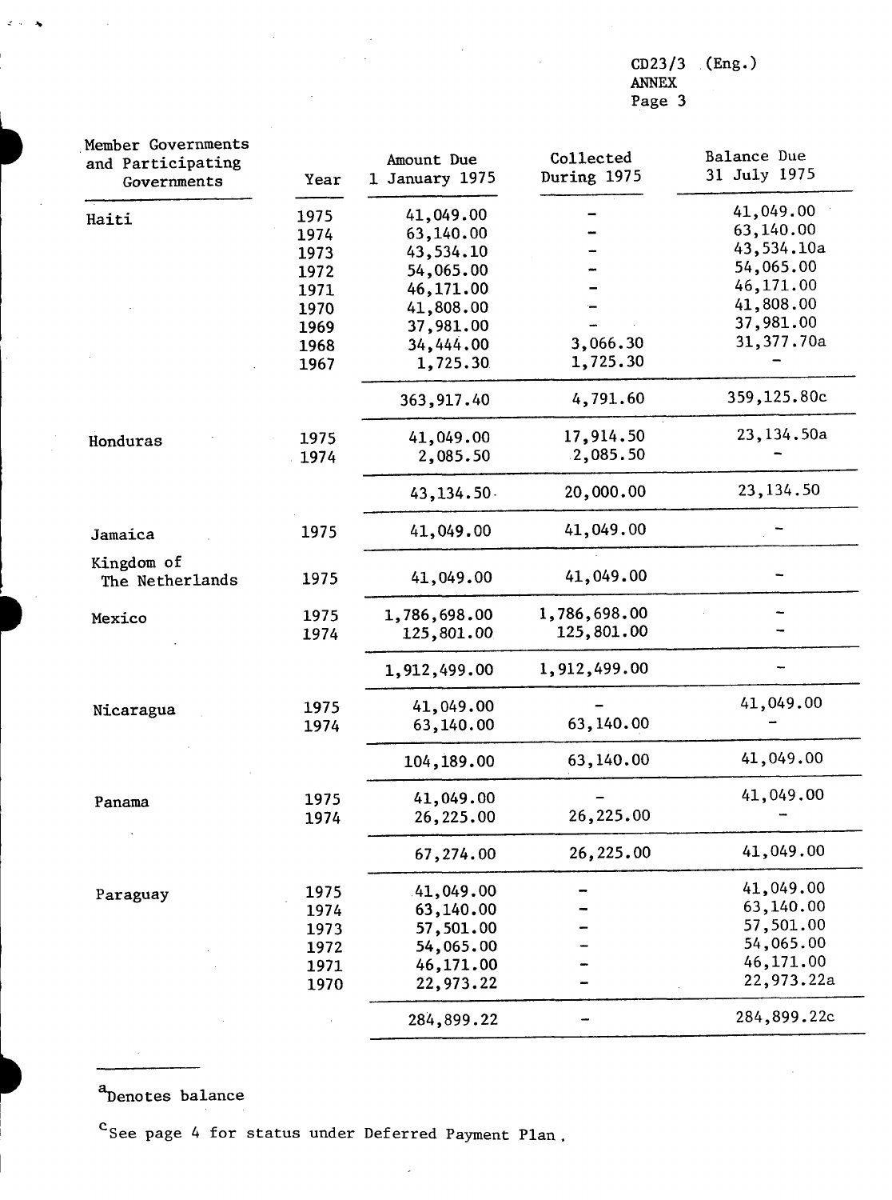CD23/3 (Eng.)
ANNEX

| Member Governments and Participating Governments | Year | Amount Due 1 January 1975 | Collected During 1975 | Balance Due 31 July 1975 |
|---|---|---|---|---|
| Haiti | 1975 | 41,049.00 | - | 41,049.00 |
| | 1974 | 63,140.00 | - | 63,140.00 |
| | 1973 | 43,534.10 | - | 43,534.10a |
| | 1972 | 54,065.00 | - | 54,065.00 |
| | 1971 | 46,171.00 | - | 46,171.00 |
| | 1970 | 41,808.00 | - | 41,808.00 |
| | 1969 | 37,981.00 | - | 37,981.00 |
| | 1968 | 34,444.00 | 3,066.30 | 31,377.70a |
| | 1967 | 1,725.30 | 1,725.30 | - |
| | | 363,917.40 | 4,791.60 | 359,125.80c |
| Honduras | 1975 | 41,049.00 | 17,914.50 | 23,134.50a |
| | 1974 | 2,085.50 | 2,085.50 | - |
| | | 43,134.50 | 20,000.00 | 23,134.50 |
| Jamaica | 1975 | 41,049.00 | 41,049.00 | - |
| Kingdom of The Netherlands | 1975 | 41,049.00 | 41,049.00 | - |
| Mexico | 1975 | 1,786,698.00 | 1,786,698.00 | - |
| | 1974 | 125,801.00 | 125,801.00 | - |
| | | 1,912,499.00 | 1,912,499.00 | - |
| Nicaragua | 1975 | 41,049.00 | - | 41,049.00 |
| | 1974 | 63,140.00 | 63,140.00 | - |
| | | 104,189.00 | 63,140.00 | 41,049.00 |
| Panama | 1975 | 41,049.00 | - | 41,049.00 |
| | 1974 | 26,225.00 | 26,225.00 | - |
| | | 67,274.00 | 26,225.00 | 41,049.00 |
| Paraguay | 1975 | 41,049.00 | - | 41,049.00 |
| | 1974 | 63,140.00 | - | 63,140.00 |
| | 1973 | 57,501.00 | - | 57,501.00 |
| | 1972 | 54,065.00 | - | 54,065.00 |
| | 1971 | 46,171.00 | - | 46,171.00 |
| | 1970 | 22,973.22 | - | 22,973.22a |
| | | 284,899.22 | - | 284,899.22c |

[a]Denotes balance

[c]See page 4 for status under Deferred Payment Plan.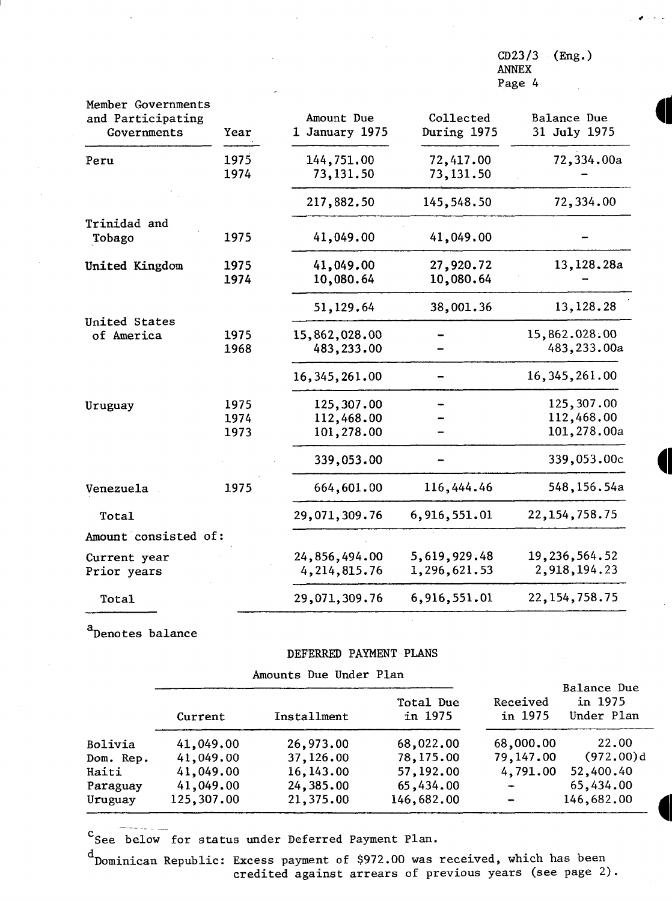| Member Governments and Participating Governments | Year | Amount Due 1 January 1975 | Collected During 1975 | Balance Due 31 July 1975 |
|---|---|---|---|---|
| Peru | 1975 | 144,751.00 | 72,417.00 | 72,334.00a |
| | 1974 | 73,131.50 | 73,131.50 | - |
| | | 217,882.50 | 145,548.50 | 72,334.00 |
| Trinidad and Tobago | 1975 | 41,049.00 | 41,049.00 | - |
| United Kingdom | 1975 | 41,049.00 | 27,920.72 | 13,128.28a |
| | 1974 | 10,080.64 | 10,080.64 | - |
| | | 51,129.64 | 38,001.36 | 13,128.28 |
| United States of America | 1975 | 15,862,028.00 | - | 15,862,028.00 |
| | 1968 | 483,233.00 | - | 483,233.00a |
| | | 16,345,261.00 | - | 16,345,261.00 |
| Uruguay | 1975 | 125,307.00 | - | 125,307.00 |
| | 1974 | 112,468.00 | - | 112,468.00 |
| | 1973 | 101,278.00 | - | 101,278.00a |
| | | 339,053.00 | - | 339,053.00c |
| Venezuela | 1975 | 664,601.00 | 116,444.46 | 548,156.54a |
| Total | | 29,071,309.76 | 6,916,551.01 | 22,154,758.75 |
| Amount consisted of: | | | | |
| Current year | | 24,856,494.00 | 5,619,929.48 | 19,236,564.52 |
| Prior years | | 4,214,815.76 | 1,296,621.53 | 2,918,194.23 |
| Total | | 29,071,309.76 | 6,916,551.01 | 22,154,758.75 |

[a]Denotes balance

DEFERRED PAYMENT PLANS

| | Amounts Due Under Plan | | | | |
|---|---|---|---|---|---|
| | Current | Installment | Total Due in 1975 | Received in 1975 | Balance Due in 1975 Under Plan |
| Bolivia | 41,049.00 | 26,973.00 | 68,022.00 | 68,000.00 | 22.00 |
| Dom. Rep. | 41,049.00 | 37,126.00 | 78,175.00 | 79,147.00 | (972.00)d |
| Haiti | 41,049.00 | 16,143.00 | 57,192.00 | 4,791.00 | 52,400.40 |
| Paraguay | 41,049.00 | 24,385.00 | 65,434.00 | - | 65,434.00 |
| Uruguay | 125,307.00 | 21,375.00 | 146,682.00 | - | 146,682.00 |

[c]See below for status under Deferred Payment Plan.

[d]Dominican Republic: Excess payment of $972.00 was received, which has been credited against arrears of previous years (see page 2).